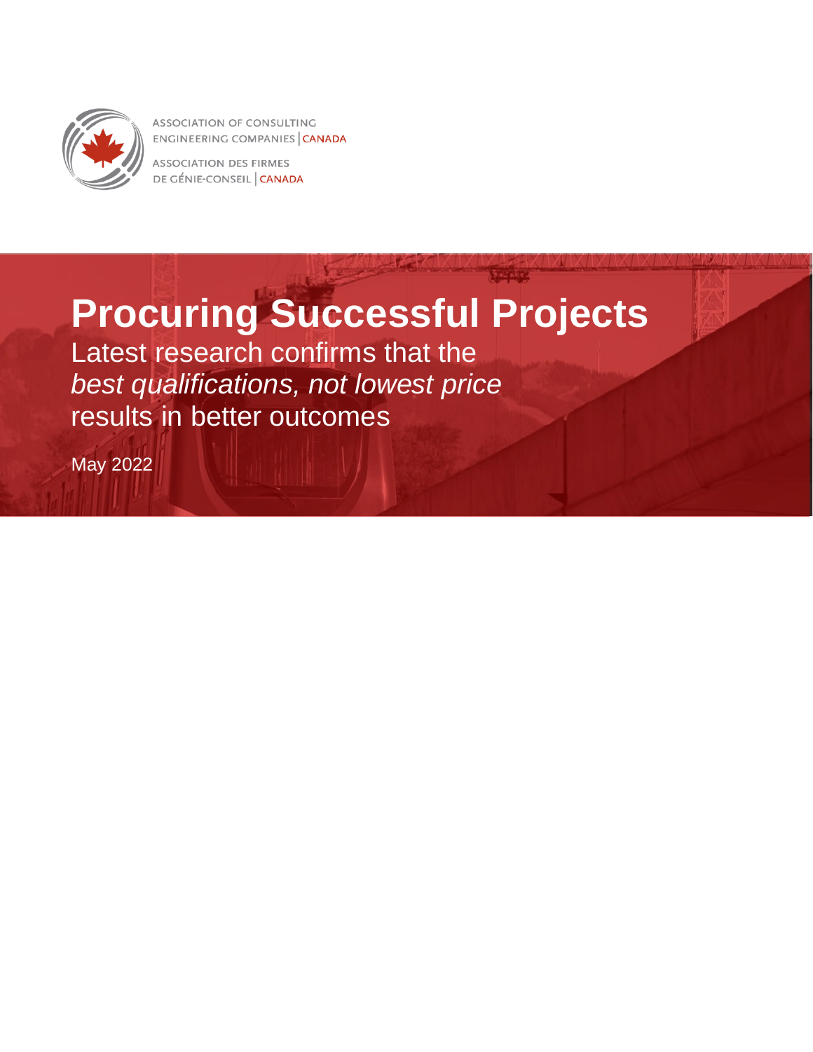ASSOCIATION OF CONSULTING ENGINEERING COMPANIES | CANADA

ASSOCIATION DES FIRMES DE GÉNIE-CONSEIL | CANADA

# Procuring Successful Projects

Latest research confirms that the *best qualifications, not lowest price* results in better outcomes

May 2022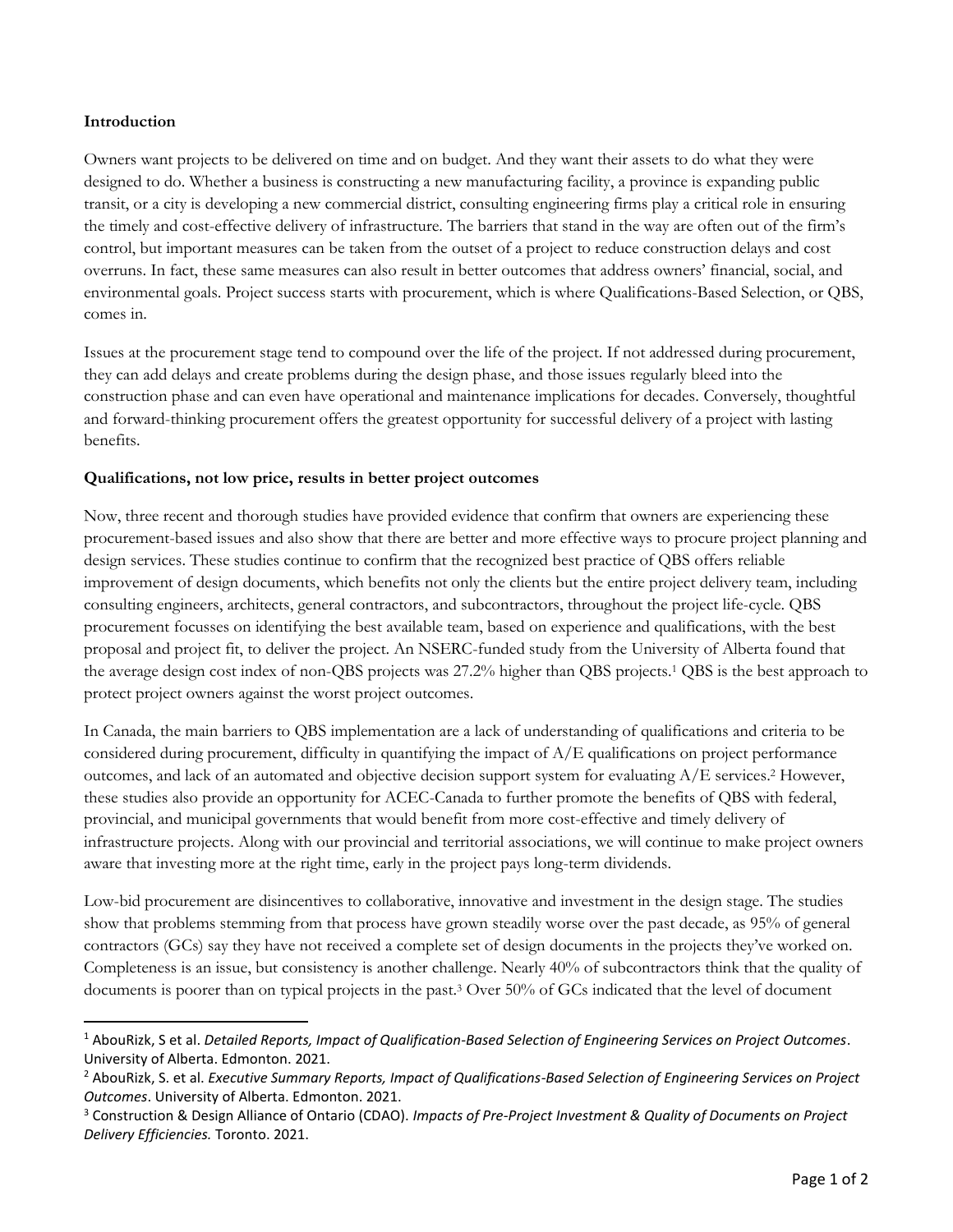**Introduction**

Owners want projects to be delivered on time and on budget. And they want their assets to do what they were designed to do. Whether a business is constructing a new manufacturing facility, a province is expanding public transit, or a city is developing a new commercial district, consulting engineering firms play a critical role in ensuring the timely and cost-effective delivery of infrastructure. The barriers that stand in the way are often out of the firm's control, but important measures can be taken from the outset of a project to reduce construction delays and cost overruns. In fact, these same measures can also result in better outcomes that address owners' financial, social, and environmental goals. Project success starts with procurement, which is where Qualifications-Based Selection, or QBS, comes in.

Issues at the procurement stage tend to compound over the life of the project. If not addressed during procurement, they can add delays and create problems during the design phase, and those issues regularly bleed into the construction phase and can even have operational and maintenance implications for decades. Conversely, thoughtful and forward-thinking procurement offers the greatest opportunity for successful delivery of a project with lasting benefits.

**Qualifications, not low price, results in better project outcomes**

Now, three recent and thorough studies have provided evidence that confirm that owners are experiencing these procurement-based issues and also show that there are better and more effective ways to procure project planning and design services. These studies continue to confirm that the recognized best practice of QBS offers reliable improvement of design documents, which benefits not only the clients but the entire project delivery team, including consulting engineers, architects, general contractors, and subcontractors, throughout the project life-cycle. QBS procurement focusses on identifying the best available team, based on experience and qualifications, with the best proposal and project fit, to deliver the project. An NSERC-funded study from the University of Alberta found that the average design cost index of non-QBS projects was 27.2% higher than QBS projects.[1] QBS is the best approach to protect project owners against the worst project outcomes.

In Canada, the main barriers to QBS implementation are a lack of understanding of qualifications and criteria to be considered during procurement, difficulty in quantifying the impact of A/E qualifications on project performance outcomes, and lack of an automated and objective decision support system for evaluating A/E services.[2] However, these studies also provide an opportunity for ACEC-Canada to further promote the benefits of QBS with federal, provincial, and municipal governments that would benefit from more cost-effective and timely delivery of infrastructure projects. Along with our provincial and territorial associations, we will continue to make project owners aware that investing more at the right time, early in the project pays long-term dividends.

Low-bid procurement are disincentives to collaborative, innovative and investment in the design stage. The studies show that problems stemming from that process have grown steadily worse over the past decade, as 95% of general contractors (GCs) say they have not received a complete set of design documents in the projects they've worked on. Completeness is an issue, but consistency is another challenge. Nearly 40% of subcontractors think that the quality of documents is poorer than on typical projects in the past.[3] Over 50% of GCs indicated that the level of document

---

[1] AbouRizk, S et al. *Detailed Reports, Impact of Qualification-Based Selection of Engineering Services on Project Outcomes*. University of Alberta. Edmonton. 2021.

[2] AbouRizk, S. et al. *Executive Summary Reports, Impact of Qualifications-Based Selection of Engineering Services on Project Outcomes*. University of Alberta. Edmonton. 2021.

[3] Construction & Design Alliance of Ontario (CDAO). *Impacts of Pre-Project Investment & Quality of Documents on Project Delivery Efficiencies.* Toronto. 2021.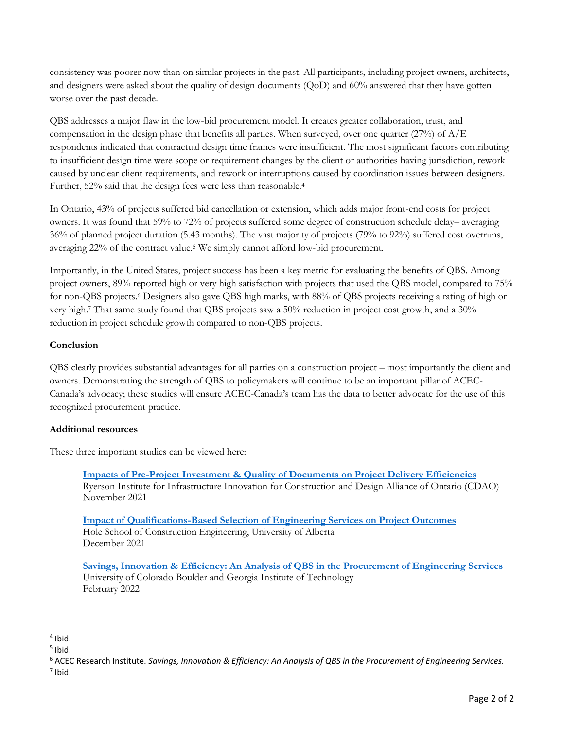consistency was poorer now than on similar projects in the past. All participants, including project owners, architects, and designers were asked about the quality of design documents (QoD) and 60% answered that they have gotten worse over the past decade.

QBS addresses a major flaw in the low-bid procurement model. It creates greater collaboration, trust, and compensation in the design phase that benefits all parties. When surveyed, over one quarter (27%) of A/E respondents indicated that contractual design time frames were insufficient. The most significant factors contributing to insufficient design time were scope or requirement changes by the client or authorities having jurisdiction, rework caused by unclear client requirements, and rework or interruptions caused by coordination issues between designers. Further, 52% said that the design fees were less than reasonable.[4]

In Ontario, 43% of projects suffered bid cancellation or extension, which adds major front-end costs for project owners. It was found that 59% to 72% of projects suffered some degree of construction schedule delay– averaging 36% of planned project duration (5.43 months). The vast majority of projects (79% to 92%) suffered cost overruns, averaging 22% of the contract value.[5] We simply cannot afford low-bid procurement.

Importantly, in the United States, project success has been a key metric for evaluating the benefits of QBS. Among project owners, 89% reported high or very high satisfaction with projects that used the QBS model, compared to 75% for non-QBS projects.[6] Designers also gave QBS high marks, with 88% of QBS projects receiving a rating of high or very high.[7] That same study found that QBS projects saw a 50% reduction in project cost growth, and a 30% reduction in project schedule growth compared to non-QBS projects.

**Conclusion**

QBS clearly provides substantial advantages for all parties on a construction project – most importantly the client and owners. Demonstrating the strength of QBS to policymakers will continue to be an important pillar of ACEC-Canada's advocacy; these studies will ensure ACEC-Canada's team has the data to better advocate for the use of this recognized procurement practice.

**Additional resources**

These three important studies can be viewed here:

> **Impacts of Pre-Project Investment & Quality of Documents on Project Delivery Efficiencies**
> Ryerson Institute for Infrastructure Innovation for Construction and Design Alliance of Ontario (CDAO)
> November 2021
>
> **Impact of Qualifications-Based Selection of Engineering Services on Project Outcomes**
> Hole School of Construction Engineering, University of Alberta
> December 2021
>
> **Savings, Innovation & Efficiency: An Analysis of QBS in the Procurement of Engineering Services**
> University of Colorado Boulder and Georgia Institute of Technology
> February 2022

---

[4] Ibid.

[5] Ibid.

[6] ACEC Research Institute. *Savings, Innovation & Efficiency: An Analysis of QBS in the Procurement of Engineering Services.*

[7] Ibid.